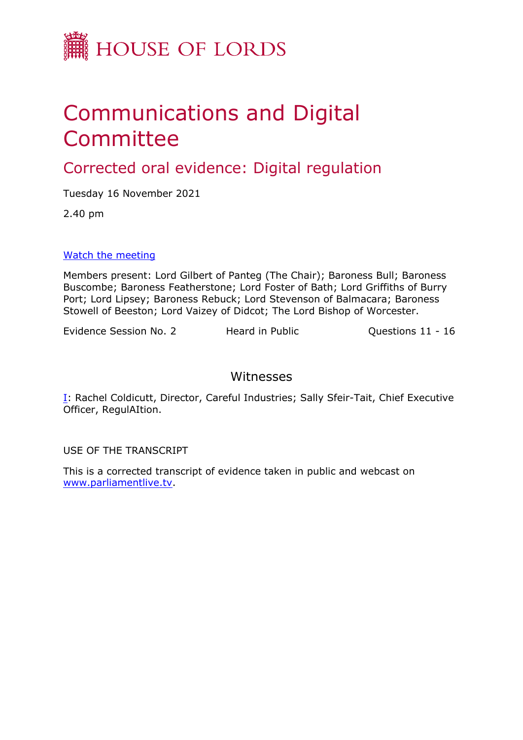# HOUSE OF LORDS

# Communications and Digital Committee

## Corrected oral evidence: Digital regulation

Tuesday 16 November 2021

2.40 pm

[Watch the meeting](https://www.parliamentlive.tv)

Members present: Lord Gilbert of Panteg (The Chair); Baroness Bull; Baroness Buscombe; Baroness Featherstone; Lord Foster of Bath; Lord Griffiths of Burry Port; Lord Lipsey; Baroness Rebuck; Lord Stevenson of Balmacara; Baroness Stowell of Beeston; Lord Vaizey of Didcot; The Lord Bishop of Worcester.

| | | |
|---|---|---|
| Evidence Session No. 2 | Heard in Public | Questions 11 - 16 |

### Witnesses

I: Rachel Coldicutt, Director, Careful Industries; Sally Sfeir-Tait, Chief Executive Officer, RegulAItion.

USE OF THE TRANSCRIPT

This is a corrected transcript of evidence taken in public and webcast on www.parliamentlive.tv.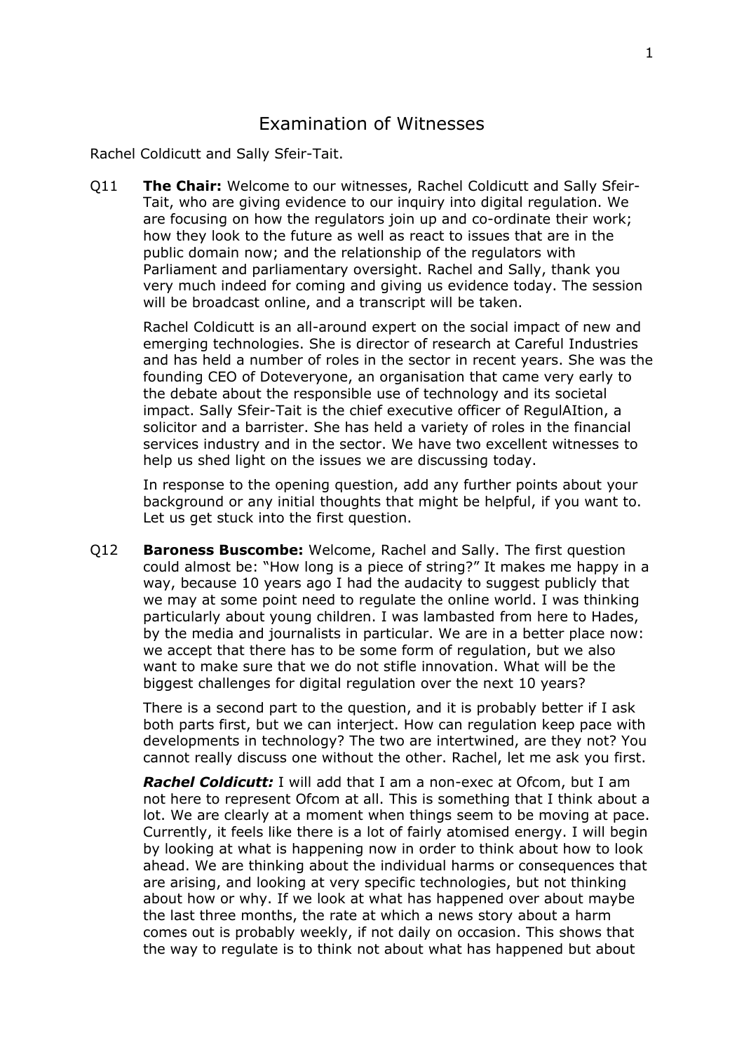# Examination of Witnesses

Rachel Coldicutt and Sally Sfeir-Tait.

Q11 **The Chair:** Welcome to our witnesses, Rachel Coldicutt and Sally Sfeir-Tait, who are giving evidence to our inquiry into digital regulation. We are focusing on how the regulators join up and co-ordinate their work; how they look to the future as well as react to issues that are in the public domain now; and the relationship of the regulators with Parliament and parliamentary oversight. Rachel and Sally, thank you very much indeed for coming and giving us evidence today. The session will be broadcast online, and a transcript will be taken.

Rachel Coldicutt is an all-around expert on the social impact of new and emerging technologies. She is director of research at Careful Industries and has held a number of roles in the sector in recent years. She was the founding CEO of Doteveryone, an organisation that came very early to the debate about the responsible use of technology and its societal impact. Sally Sfeir-Tait is the chief executive officer of RegulAItion, a solicitor and a barrister. She has held a variety of roles in the financial services industry and in the sector. We have two excellent witnesses to help us shed light on the issues we are discussing today.

In response to the opening question, add any further points about your background or any initial thoughts that might be helpful, if you want to. Let us get stuck into the first question.

Q12 **Baroness Buscombe:** Welcome, Rachel and Sally. The first question could almost be: "How long is a piece of string?" It makes me happy in a way, because 10 years ago I had the audacity to suggest publicly that we may at some point need to regulate the online world. I was thinking particularly about young children. I was lambasted from here to Hades, by the media and journalists in particular. We are in a better place now: we accept that there has to be some form of regulation, but we also want to make sure that we do not stifle innovation. What will be the biggest challenges for digital regulation over the next 10 years?

There is a second part to the question, and it is probably better if I ask both parts first, but we can interject. How can regulation keep pace with developments in technology? The two are intertwined, are they not? You cannot really discuss one without the other. Rachel, let me ask you first.

***Rachel Coldicutt:*** I will add that I am a non-exec at Ofcom, but I am not here to represent Ofcom at all. This is something that I think about a lot. We are clearly at a moment when things seem to be moving at pace. Currently, it feels like there is a lot of fairly atomised energy. I will begin by looking at what is happening now in order to think about how to look ahead. We are thinking about the individual harms or consequences that are arising, and looking at very specific technologies, but not thinking about how or why. If we look at what has happened over about maybe the last three months, the rate at which a news story about a harm comes out is probably weekly, if not daily on occasion. This shows that the way to regulate is to think not about what has happened but about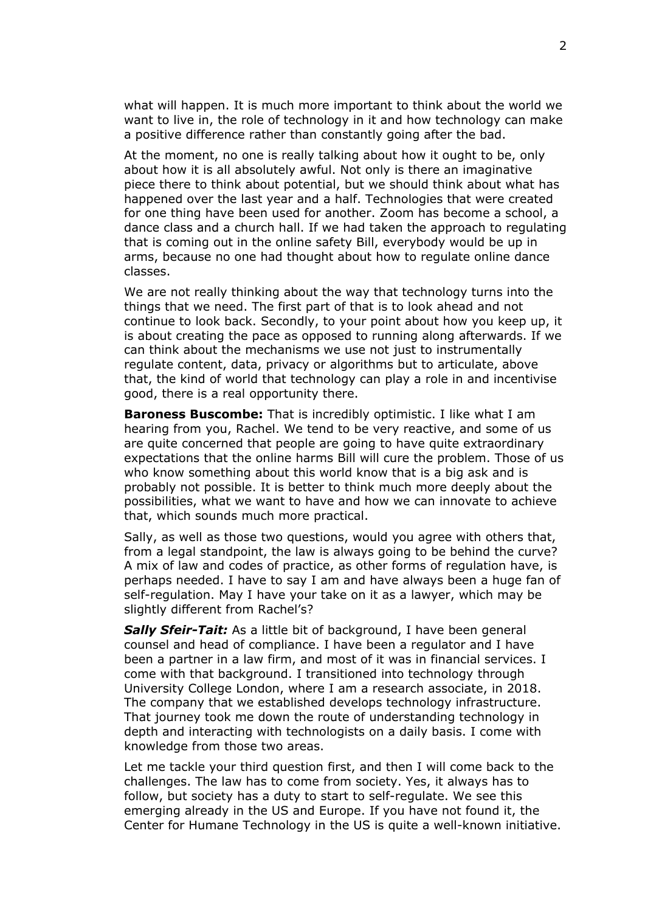what will happen. It is much more important to think about the world we want to live in, the role of technology in it and how technology can make a positive difference rather than constantly going after the bad.

At the moment, no one is really talking about how it ought to be, only about how it is all absolutely awful. Not only is there an imaginative piece there to think about potential, but we should think about what has happened over the last year and a half. Technologies that were created for one thing have been used for another. Zoom has become a school, a dance class and a church hall. If we had taken the approach to regulating that is coming out in the online safety Bill, everybody would be up in arms, because no one had thought about how to regulate online dance classes.

We are not really thinking about the way that technology turns into the things that we need. The first part of that is to look ahead and not continue to look back. Secondly, to your point about how you keep up, it is about creating the pace as opposed to running along afterwards. If we can think about the mechanisms we use not just to instrumentally regulate content, data, privacy or algorithms but to articulate, above that, the kind of world that technology can play a role in and incentivise good, there is a real opportunity there.

**Baroness Buscombe:** That is incredibly optimistic. I like what I am hearing from you, Rachel. We tend to be very reactive, and some of us are quite concerned that people are going to have quite extraordinary expectations that the online harms Bill will cure the problem. Those of us who know something about this world know that is a big ask and is probably not possible. It is better to think much more deeply about the possibilities, what we want to have and how we can innovate to achieve that, which sounds much more practical.

Sally, as well as those two questions, would you agree with others that, from a legal standpoint, the law is always going to be behind the curve? A mix of law and codes of practice, as other forms of regulation have, is perhaps needed. I have to say I am and have always been a huge fan of self-regulation. May I have your take on it as a lawyer, which may be slightly different from Rachel's?

***Sally Sfeir-Tait:*** As a little bit of background, I have been general counsel and head of compliance. I have been a regulator and I have been a partner in a law firm, and most of it was in financial services. I come with that background. I transitioned into technology through University College London, where I am a research associate, in 2018. The company that we established develops technology infrastructure. That journey took me down the route of understanding technology in depth and interacting with technologists on a daily basis. I come with knowledge from those two areas.

Let me tackle your third question first, and then I will come back to the challenges. The law has to come from society. Yes, it always has to follow, but society has a duty to start to self-regulate. We see this emerging already in the US and Europe. If you have not found it, the Center for Humane Technology in the US is quite a well-known initiative.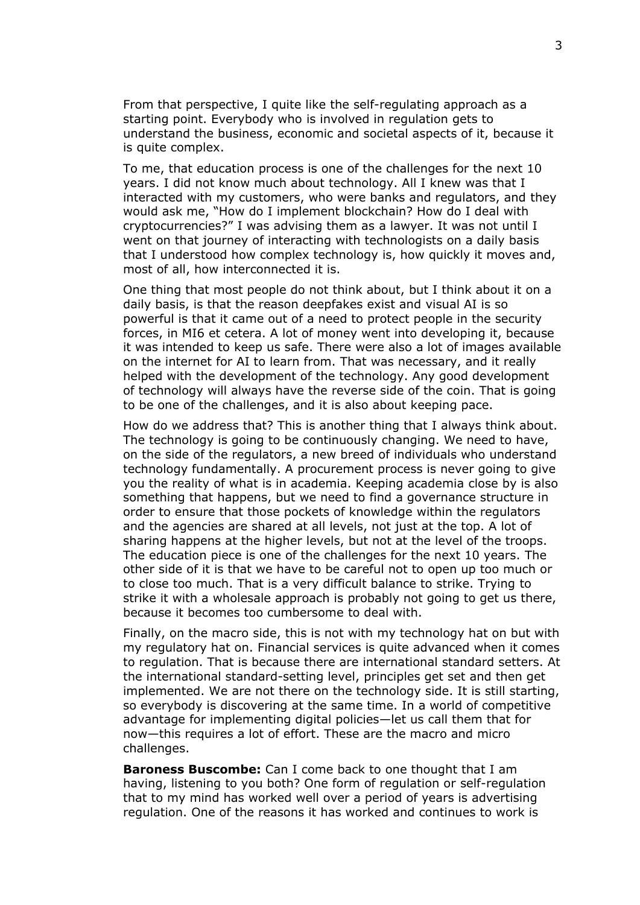From that perspective, I quite like the self-regulating approach as a starting point. Everybody who is involved in regulation gets to understand the business, economic and societal aspects of it, because it is quite complex.

To me, that education process is one of the challenges for the next 10 years. I did not know much about technology. All I knew was that I interacted with my customers, who were banks and regulators, and they would ask me, "How do I implement blockchain? How do I deal with cryptocurrencies?" I was advising them as a lawyer. It was not until I went on that journey of interacting with technologists on a daily basis that I understood how complex technology is, how quickly it moves and, most of all, how interconnected it is.

One thing that most people do not think about, but I think about it on a daily basis, is that the reason deepfakes exist and visual AI is so powerful is that it came out of a need to protect people in the security forces, in MI6 et cetera. A lot of money went into developing it, because it was intended to keep us safe. There were also a lot of images available on the internet for AI to learn from. That was necessary, and it really helped with the development of the technology. Any good development of technology will always have the reverse side of the coin. That is going to be one of the challenges, and it is also about keeping pace.

How do we address that? This is another thing that I always think about. The technology is going to be continuously changing. We need to have, on the side of the regulators, a new breed of individuals who understand technology fundamentally. A procurement process is never going to give you the reality of what is in academia. Keeping academia close by is also something that happens, but we need to find a governance structure in order to ensure that those pockets of knowledge within the regulators and the agencies are shared at all levels, not just at the top. A lot of sharing happens at the higher levels, but not at the level of the troops. The education piece is one of the challenges for the next 10 years. The other side of it is that we have to be careful not to open up too much or to close too much. That is a very difficult balance to strike. Trying to strike it with a wholesale approach is probably not going to get us there, because it becomes too cumbersome to deal with.

Finally, on the macro side, this is not with my technology hat on but with my regulatory hat on. Financial services is quite advanced when it comes to regulation. That is because there are international standard setters. At the international standard-setting level, principles get set and then get implemented. We are not there on the technology side. It is still starting, so everybody is discovering at the same time. In a world of competitive advantage for implementing digital policies—let us call them that for now—this requires a lot of effort. These are the macro and micro challenges.

**Baroness Buscombe:** Can I come back to one thought that I am having, listening to you both? One form of regulation or self-regulation that to my mind has worked well over a period of years is advertising regulation. One of the reasons it has worked and continues to work is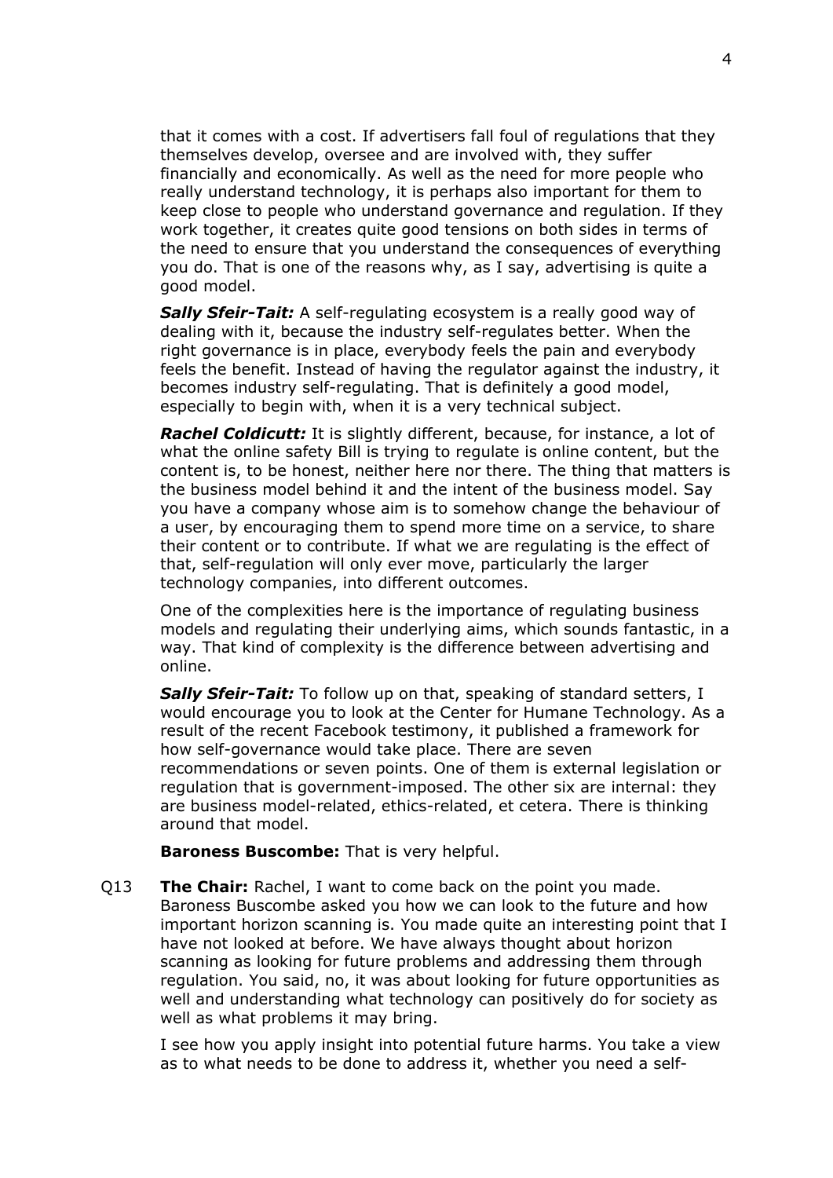that it comes with a cost. If advertisers fall foul of regulations that they themselves develop, oversee and are involved with, they suffer financially and economically. As well as the need for more people who really understand technology, it is perhaps also important for them to keep close to people who understand governance and regulation. If they work together, it creates quite good tensions on both sides in terms of the need to ensure that you understand the consequences of everything you do. That is one of the reasons why, as I say, advertising is quite a good model.

***Sally Sfeir-Tait:*** A self-regulating ecosystem is a really good way of dealing with it, because the industry self-regulates better. When the right governance is in place, everybody feels the pain and everybody feels the benefit. Instead of having the regulator against the industry, it becomes industry self-regulating. That is definitely a good model, especially to begin with, when it is a very technical subject.

***Rachel Coldicutt:*** It is slightly different, because, for instance, a lot of what the online safety Bill is trying to regulate is online content, but the content is, to be honest, neither here nor there. The thing that matters is the business model behind it and the intent of the business model. Say you have a company whose aim is to somehow change the behaviour of a user, by encouraging them to spend more time on a service, to share their content or to contribute. If what we are regulating is the effect of that, self-regulation will only ever move, particularly the larger technology companies, into different outcomes.

One of the complexities here is the importance of regulating business models and regulating their underlying aims, which sounds fantastic, in a way. That kind of complexity is the difference between advertising and online.

***Sally Sfeir-Tait:*** To follow up on that, speaking of standard setters, I would encourage you to look at the Center for Humane Technology. As a result of the recent Facebook testimony, it published a framework for how self-governance would take place. There are seven recommendations or seven points. One of them is external legislation or regulation that is government-imposed. The other six are internal: they are business model-related, ethics-related, et cetera. There is thinking around that model.

**Baroness Buscombe:** That is very helpful.

Q13 **The Chair:** Rachel, I want to come back on the point you made. Baroness Buscombe asked you how we can look to the future and how important horizon scanning is. You made quite an interesting point that I have not looked at before. We have always thought about horizon scanning as looking for future problems and addressing them through regulation. You said, no, it was about looking for future opportunities as well and understanding what technology can positively do for society as well as what problems it may bring.

I see how you apply insight into potential future harms. You take a view as to what needs to be done to address it, whether you need a self-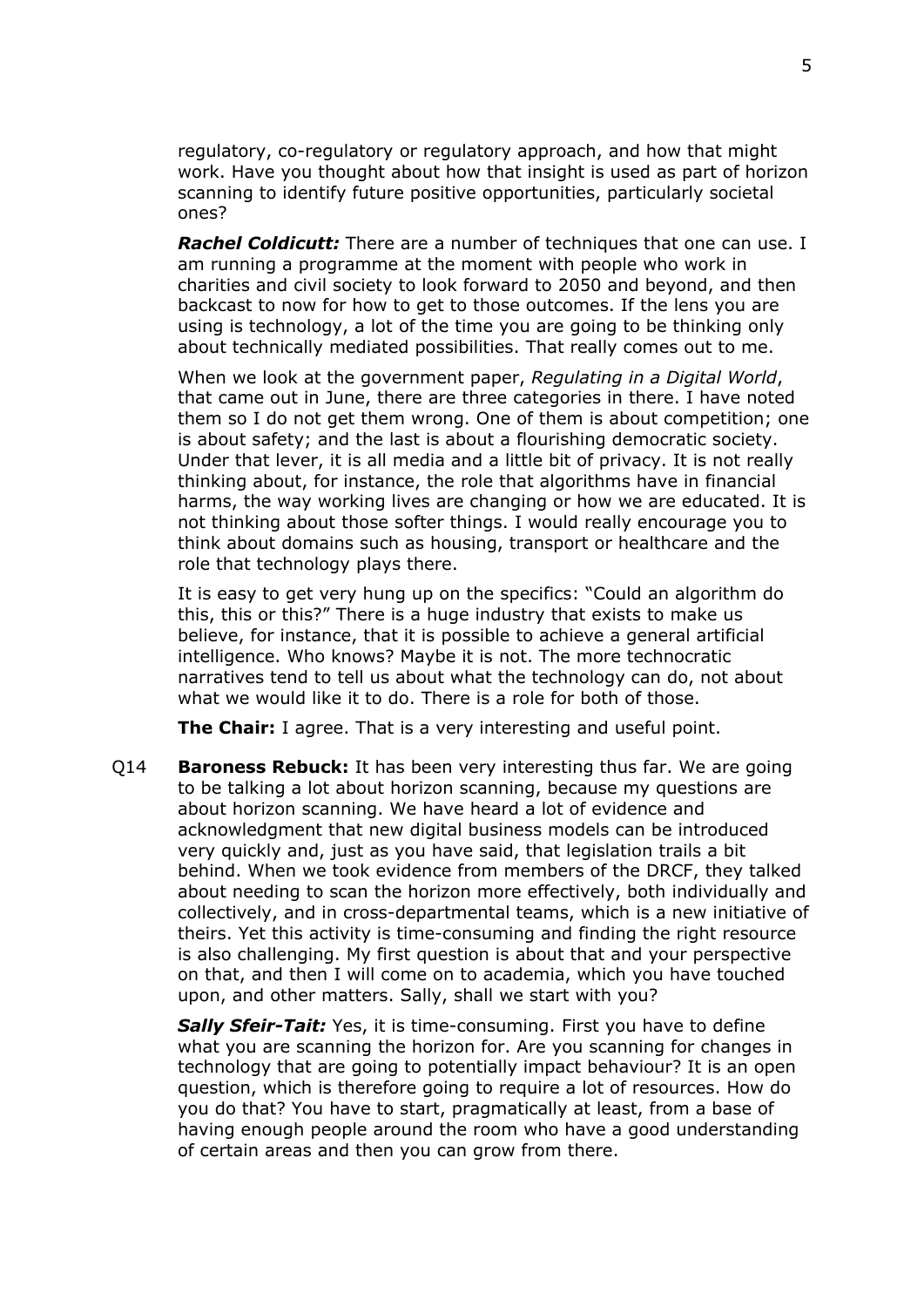regulatory, co-regulatory or regulatory approach, and how that might work. Have you thought about how that insight is used as part of horizon scanning to identify future positive opportunities, particularly societal ones?

***Rachel Coldicutt:*** There are a number of techniques that one can use. I am running a programme at the moment with people who work in charities and civil society to look forward to 2050 and beyond, and then backcast to now for how to get to those outcomes. If the lens you are using is technology, a lot of the time you are going to be thinking only about technically mediated possibilities. That really comes out to me.

When we look at the government paper, *Regulating in a Digital World*, that came out in June, there are three categories in there. I have noted them so I do not get them wrong. One of them is about competition; one is about safety; and the last is about a flourishing democratic society. Under that lever, it is all media and a little bit of privacy. It is not really thinking about, for instance, the role that algorithms have in financial harms, the way working lives are changing or how we are educated. It is not thinking about those softer things. I would really encourage you to think about domains such as housing, transport or healthcare and the role that technology plays there.

It is easy to get very hung up on the specifics: "Could an algorithm do this, this or this?" There is a huge industry that exists to make us believe, for instance, that it is possible to achieve a general artificial intelligence. Who knows? Maybe it is not. The more technocratic narratives tend to tell us about what the technology can do, not about what we would like it to do. There is a role for both of those.

**The Chair:** I agree. That is a very interesting and useful point.

Q14 **Baroness Rebuck:** It has been very interesting thus far. We are going to be talking a lot about horizon scanning, because my questions are about horizon scanning. We have heard a lot of evidence and acknowledgment that new digital business models can be introduced very quickly and, just as you have said, that legislation trails a bit behind. When we took evidence from members of the DRCF, they talked about needing to scan the horizon more effectively, both individually and collectively, and in cross-departmental teams, which is a new initiative of theirs. Yet this activity is time-consuming and finding the right resource is also challenging. My first question is about that and your perspective on that, and then I will come on to academia, which you have touched upon, and other matters. Sally, shall we start with you?

***Sally Sfeir-Tait:*** Yes, it is time-consuming. First you have to define what you are scanning the horizon for. Are you scanning for changes in technology that are going to potentially impact behaviour? It is an open question, which is therefore going to require a lot of resources. How do you do that? You have to start, pragmatically at least, from a base of having enough people around the room who have a good understanding of certain areas and then you can grow from there.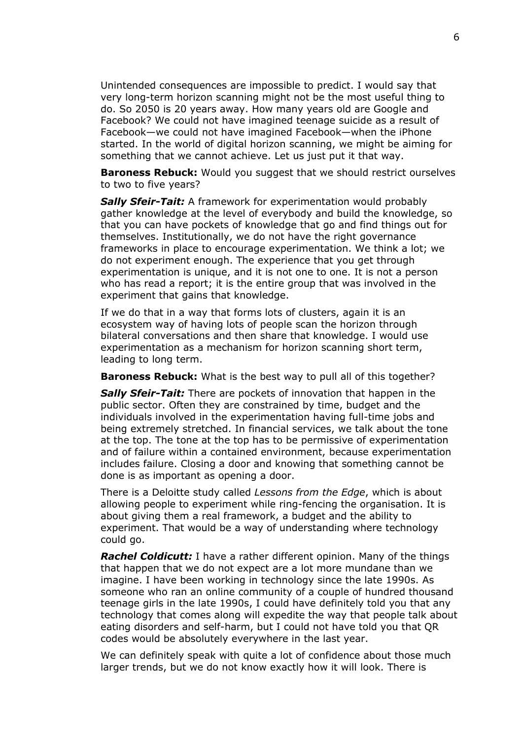Unintended consequences are impossible to predict. I would say that very long-term horizon scanning might not be the most useful thing to do. So 2050 is 20 years away. How many years old are Google and Facebook? We could not have imagined teenage suicide as a result of Facebook—we could not have imagined Facebook—when the iPhone started. In the world of digital horizon scanning, we might be aiming for something that we cannot achieve. Let us just put it that way.

**Baroness Rebuck:** Would you suggest that we should restrict ourselves to two to five years?

***Sally Sfeir-Tait:*** A framework for experimentation would probably gather knowledge at the level of everybody and build the knowledge, so that you can have pockets of knowledge that go and find things out for themselves. Institutionally, we do not have the right governance frameworks in place to encourage experimentation. We think a lot; we do not experiment enough. The experience that you get through experimentation is unique, and it is not one to one. It is not a person who has read a report; it is the entire group that was involved in the experiment that gains that knowledge.

If we do that in a way that forms lots of clusters, again it is an ecosystem way of having lots of people scan the horizon through bilateral conversations and then share that knowledge. I would use experimentation as a mechanism for horizon scanning short term, leading to long term.

**Baroness Rebuck:** What is the best way to pull all of this together?

***Sally Sfeir-Tait:*** There are pockets of innovation that happen in the public sector. Often they are constrained by time, budget and the individuals involved in the experimentation having full-time jobs and being extremely stretched. In financial services, we talk about the tone at the top. The tone at the top has to be permissive of experimentation and of failure within a contained environment, because experimentation includes failure. Closing a door and knowing that something cannot be done is as important as opening a door.

There is a Deloitte study called *Lessons from the Edge*, which is about allowing people to experiment while ring-fencing the organisation. It is about giving them a real framework, a budget and the ability to experiment. That would be a way of understanding where technology could go.

***Rachel Coldicutt:*** I have a rather different opinion. Many of the things that happen that we do not expect are a lot more mundane than we imagine. I have been working in technology since the late 1990s. As someone who ran an online community of a couple of hundred thousand teenage girls in the late 1990s, I could have definitely told you that any technology that comes along will expedite the way that people talk about eating disorders and self-harm, but I could not have told you that QR codes would be absolutely everywhere in the last year.

We can definitely speak with quite a lot of confidence about those much larger trends, but we do not know exactly how it will look. There is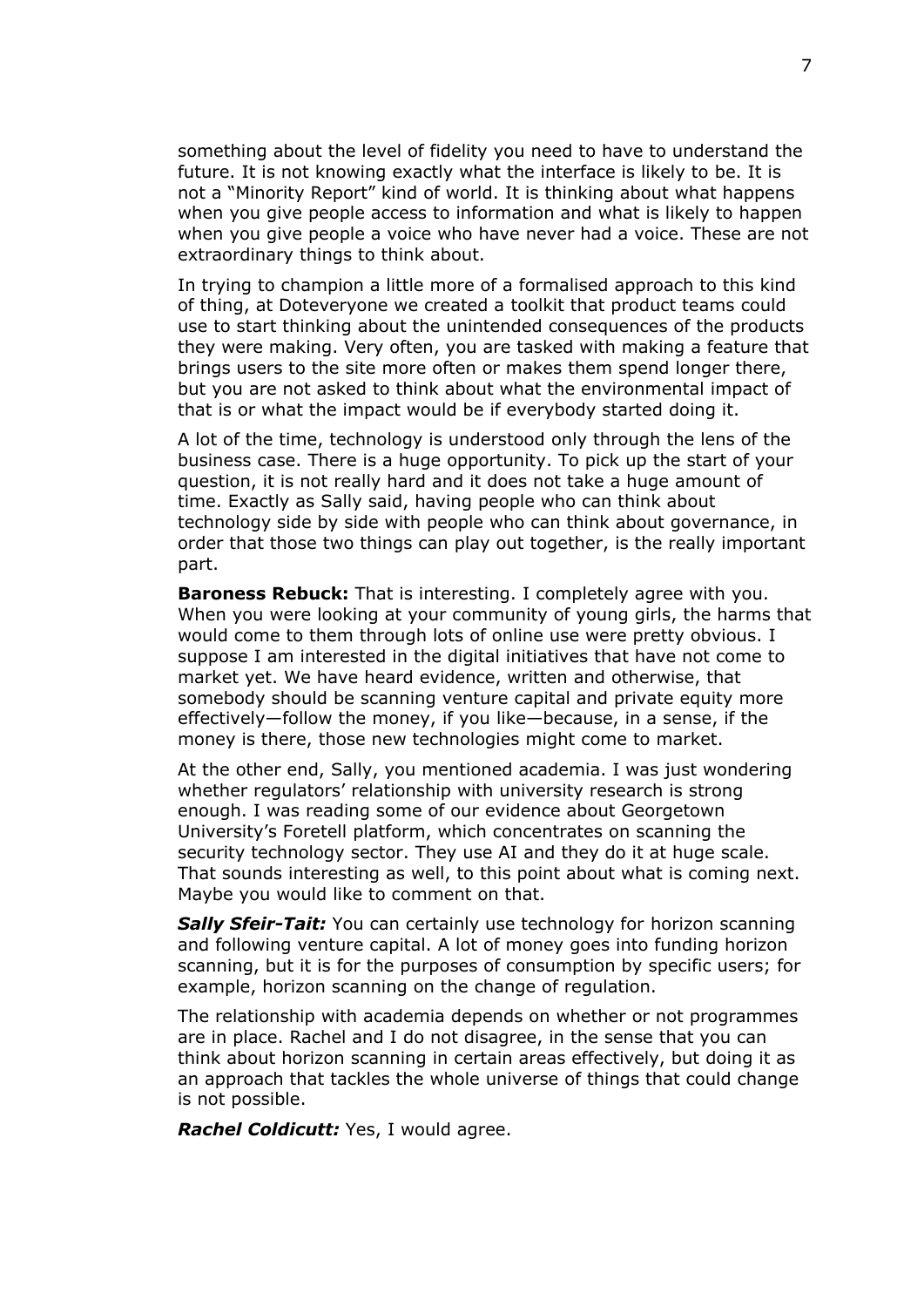something about the level of fidelity you need to have to understand the future. It is not knowing exactly what the interface is likely to be. It is not a "Minority Report" kind of world. It is thinking about what happens when you give people access to information and what is likely to happen when you give people a voice who have never had a voice. These are not extraordinary things to think about.

In trying to champion a little more of a formalised approach to this kind of thing, at Doteveryone we created a toolkit that product teams could use to start thinking about the unintended consequences of the products they were making. Very often, you are tasked with making a feature that brings users to the site more often or makes them spend longer there, but you are not asked to think about what the environmental impact of that is or what the impact would be if everybody started doing it.

A lot of the time, technology is understood only through the lens of the business case. There is a huge opportunity. To pick up the start of your question, it is not really hard and it does not take a huge amount of time. Exactly as Sally said, having people who can think about technology side by side with people who can think about governance, in order that those two things can play out together, is the really important part.

**Baroness Rebuck:** That is interesting. I completely agree with you. When you were looking at your community of young girls, the harms that would come to them through lots of online use were pretty obvious. I suppose I am interested in the digital initiatives that have not come to market yet. We have heard evidence, written and otherwise, that somebody should be scanning venture capital and private equity more effectively—follow the money, if you like—because, in a sense, if the money is there, those new technologies might come to market.

At the other end, Sally, you mentioned academia. I was just wondering whether regulators' relationship with university research is strong enough. I was reading some of our evidence about Georgetown University's Foretell platform, which concentrates on scanning the security technology sector. They use AI and they do it at huge scale. That sounds interesting as well, to this point about what is coming next. Maybe you would like to comment on that.

***Sally Sfeir-Tait:*** You can certainly use technology for horizon scanning and following venture capital. A lot of money goes into funding horizon scanning, but it is for the purposes of consumption by specific users; for example, horizon scanning on the change of regulation.

The relationship with academia depends on whether or not programmes are in place. Rachel and I do not disagree, in the sense that you can think about horizon scanning in certain areas effectively, but doing it as an approach that tackles the whole universe of things that could change is not possible.

***Rachel Coldicutt:*** Yes, I would agree.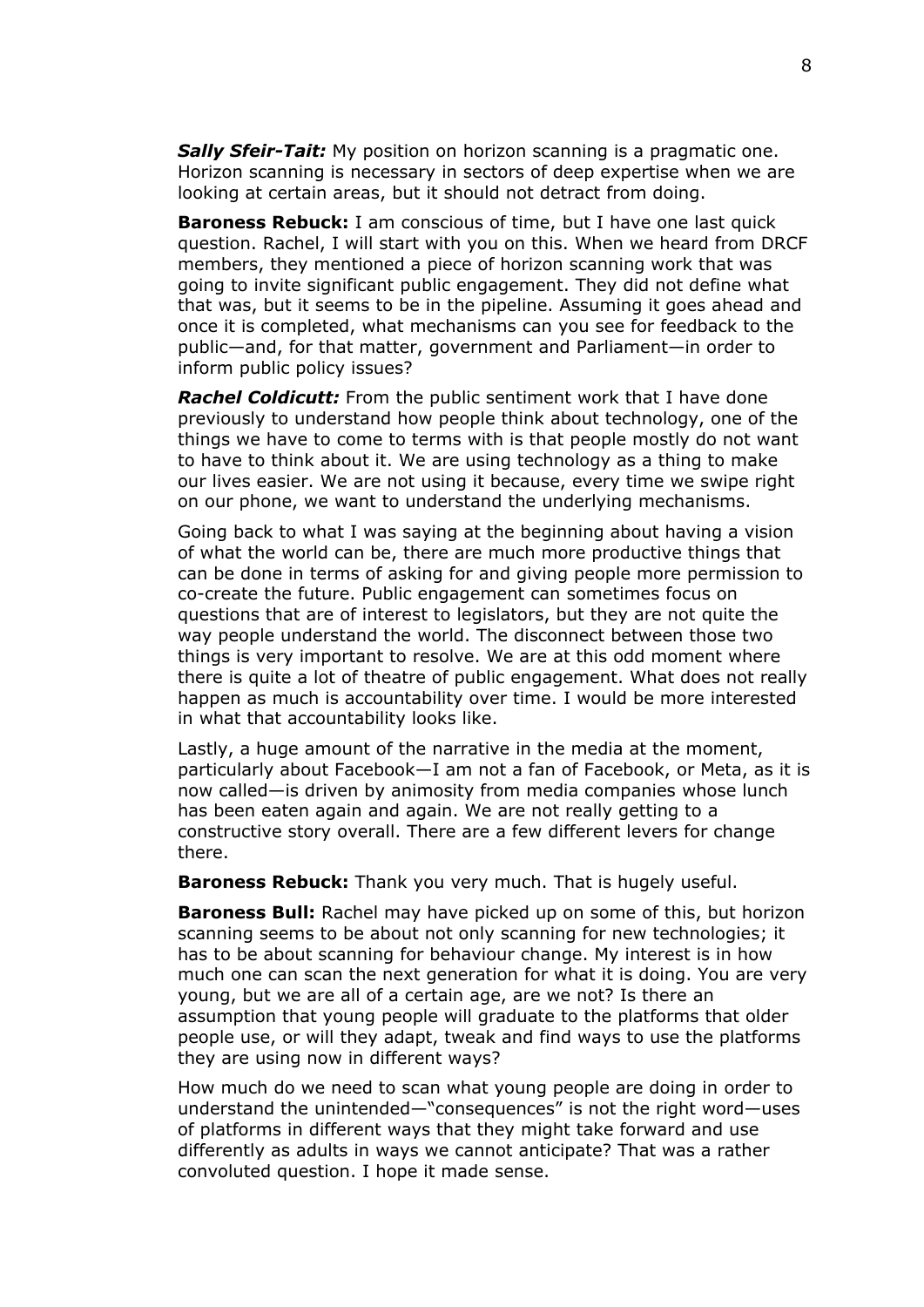***Sally Sfeir-Tait:*** My position on horizon scanning is a pragmatic one. Horizon scanning is necessary in sectors of deep expertise when we are looking at certain areas, but it should not detract from doing.

**Baroness Rebuck:** I am conscious of time, but I have one last quick question. Rachel, I will start with you on this. When we heard from DRCF members, they mentioned a piece of horizon scanning work that was going to invite significant public engagement. They did not define what that was, but it seems to be in the pipeline. Assuming it goes ahead and once it is completed, what mechanisms can you see for feedback to the public—and, for that matter, government and Parliament—in order to inform public policy issues?

***Rachel Coldicutt:*** From the public sentiment work that I have done previously to understand how people think about technology, one of the things we have to come to terms with is that people mostly do not want to have to think about it. We are using technology as a thing to make our lives easier. We are not using it because, every time we swipe right on our phone, we want to understand the underlying mechanisms.

Going back to what I was saying at the beginning about having a vision of what the world can be, there are much more productive things that can be done in terms of asking for and giving people more permission to co-create the future. Public engagement can sometimes focus on questions that are of interest to legislators, but they are not quite the way people understand the world. The disconnect between those two things is very important to resolve. We are at this odd moment where there is quite a lot of theatre of public engagement. What does not really happen as much is accountability over time. I would be more interested in what that accountability looks like.

Lastly, a huge amount of the narrative in the media at the moment, particularly about Facebook—I am not a fan of Facebook, or Meta, as it is now called—is driven by animosity from media companies whose lunch has been eaten again and again. We are not really getting to a constructive story overall. There are a few different levers for change there.

**Baroness Rebuck:** Thank you very much. That is hugely useful.

**Baroness Bull:** Rachel may have picked up on some of this, but horizon scanning seems to be about not only scanning for new technologies; it has to be about scanning for behaviour change. My interest is in how much one can scan the next generation for what it is doing. You are very young, but we are all of a certain age, are we not? Is there an assumption that young people will graduate to the platforms that older people use, or will they adapt, tweak and find ways to use the platforms they are using now in different ways?

How much do we need to scan what young people are doing in order to understand the unintended—"consequences" is not the right word—uses of platforms in different ways that they might take forward and use differently as adults in ways we cannot anticipate? That was a rather convoluted question. I hope it made sense.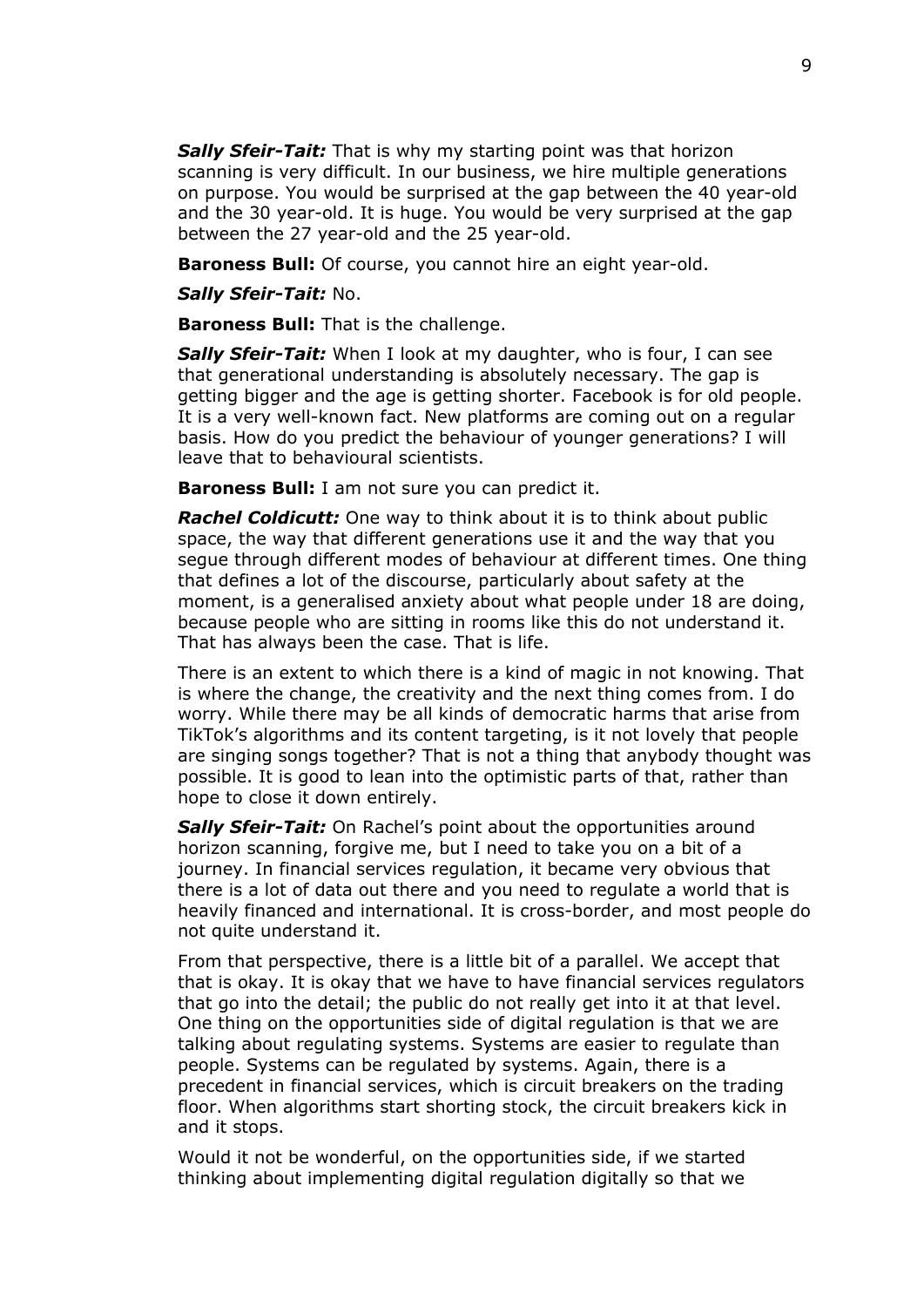***Sally Sfeir-Tait:*** That is why my starting point was that horizon scanning is very difficult. In our business, we hire multiple generations on purpose. You would be surprised at the gap between the 40 year-old and the 30 year-old. It is huge. You would be very surprised at the gap between the 27 year-old and the 25 year-old.

**Baroness Bull:** Of course, you cannot hire an eight year-old.

***Sally Sfeir-Tait:*** No.

**Baroness Bull:** That is the challenge.

***Sally Sfeir-Tait:*** When I look at my daughter, who is four, I can see that generational understanding is absolutely necessary. The gap is getting bigger and the age is getting shorter. Facebook is for old people. It is a very well-known fact. New platforms are coming out on a regular basis. How do you predict the behaviour of younger generations? I will leave that to behavioural scientists.

**Baroness Bull:** I am not sure you can predict it.

***Rachel Coldicutt:*** One way to think about it is to think about public space, the way that different generations use it and the way that you segue through different modes of behaviour at different times. One thing that defines a lot of the discourse, particularly about safety at the moment, is a generalised anxiety about what people under 18 are doing, because people who are sitting in rooms like this do not understand it. That has always been the case. That is life.

There is an extent to which there is a kind of magic in not knowing. That is where the change, the creativity and the next thing comes from. I do worry. While there may be all kinds of democratic harms that arise from TikTok's algorithms and its content targeting, is it not lovely that people are singing songs together? That is not a thing that anybody thought was possible. It is good to lean into the optimistic parts of that, rather than hope to close it down entirely.

***Sally Sfeir-Tait:*** On Rachel's point about the opportunities around horizon scanning, forgive me, but I need to take you on a bit of a journey. In financial services regulation, it became very obvious that there is a lot of data out there and you need to regulate a world that is heavily financed and international. It is cross-border, and most people do not quite understand it.

From that perspective, there is a little bit of a parallel. We accept that that is okay. It is okay that we have to have financial services regulators that go into the detail; the public do not really get into it at that level. One thing on the opportunities side of digital regulation is that we are talking about regulating systems. Systems are easier to regulate than people. Systems can be regulated by systems. Again, there is a precedent in financial services, which is circuit breakers on the trading floor. When algorithms start shorting stock, the circuit breakers kick in and it stops.

Would it not be wonderful, on the opportunities side, if we started thinking about implementing digital regulation digitally so that we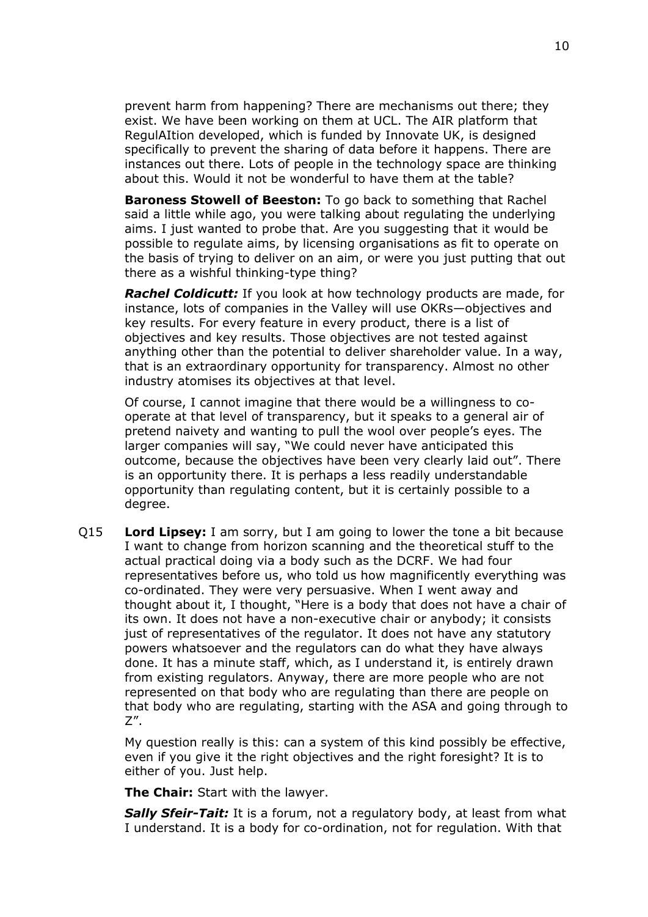prevent harm from happening? There are mechanisms out there; they exist. We have been working on them at UCL. The AIR platform that RegulAItion developed, which is funded by Innovate UK, is designed specifically to prevent the sharing of data before it happens. There are instances out there. Lots of people in the technology space are thinking about this. Would it not be wonderful to have them at the table?

**Baroness Stowell of Beeston:** To go back to something that Rachel said a little while ago, you were talking about regulating the underlying aims. I just wanted to probe that. Are you suggesting that it would be possible to regulate aims, by licensing organisations as fit to operate on the basis of trying to deliver on an aim, or were you just putting that out there as a wishful thinking-type thing?

***Rachel Coldicutt:*** If you look at how technology products are made, for instance, lots of companies in the Valley will use OKRs—objectives and key results. For every feature in every product, there is a list of objectives and key results. Those objectives are not tested against anything other than the potential to deliver shareholder value. In a way, that is an extraordinary opportunity for transparency. Almost no other industry atomises its objectives at that level.

Of course, I cannot imagine that there would be a willingness to co-operate at that level of transparency, but it speaks to a general air of pretend naivety and wanting to pull the wool over people's eyes. The larger companies will say, "We could never have anticipated this outcome, because the objectives have been very clearly laid out". There is an opportunity there. It is perhaps a less readily understandable opportunity than regulating content, but it is certainly possible to a degree.

Q15 **Lord Lipsey:** I am sorry, but I am going to lower the tone a bit because I want to change from horizon scanning and the theoretical stuff to the actual practical doing via a body such as the DCRF. We had four representatives before us, who told us how magnificently everything was co-ordinated. They were very persuasive. When I went away and thought about it, I thought, "Here is a body that does not have a chair of its own. It does not have a non-executive chair or anybody; it consists just of representatives of the regulator. It does not have any statutory powers whatsoever and the regulators can do what they have always done. It has a minute staff, which, as I understand it, is entirely drawn from existing regulators. Anyway, there are more people who are not represented on that body who are regulating than there are people on that body who are regulating, starting with the ASA and going through to Z".

My question really is this: can a system of this kind possibly be effective, even if you give it the right objectives and the right foresight? It is to either of you. Just help.

**The Chair:** Start with the lawyer.

***Sally Sfeir-Tait:*** It is a forum, not a regulatory body, at least from what I understand. It is a body for co-ordination, not for regulation. With that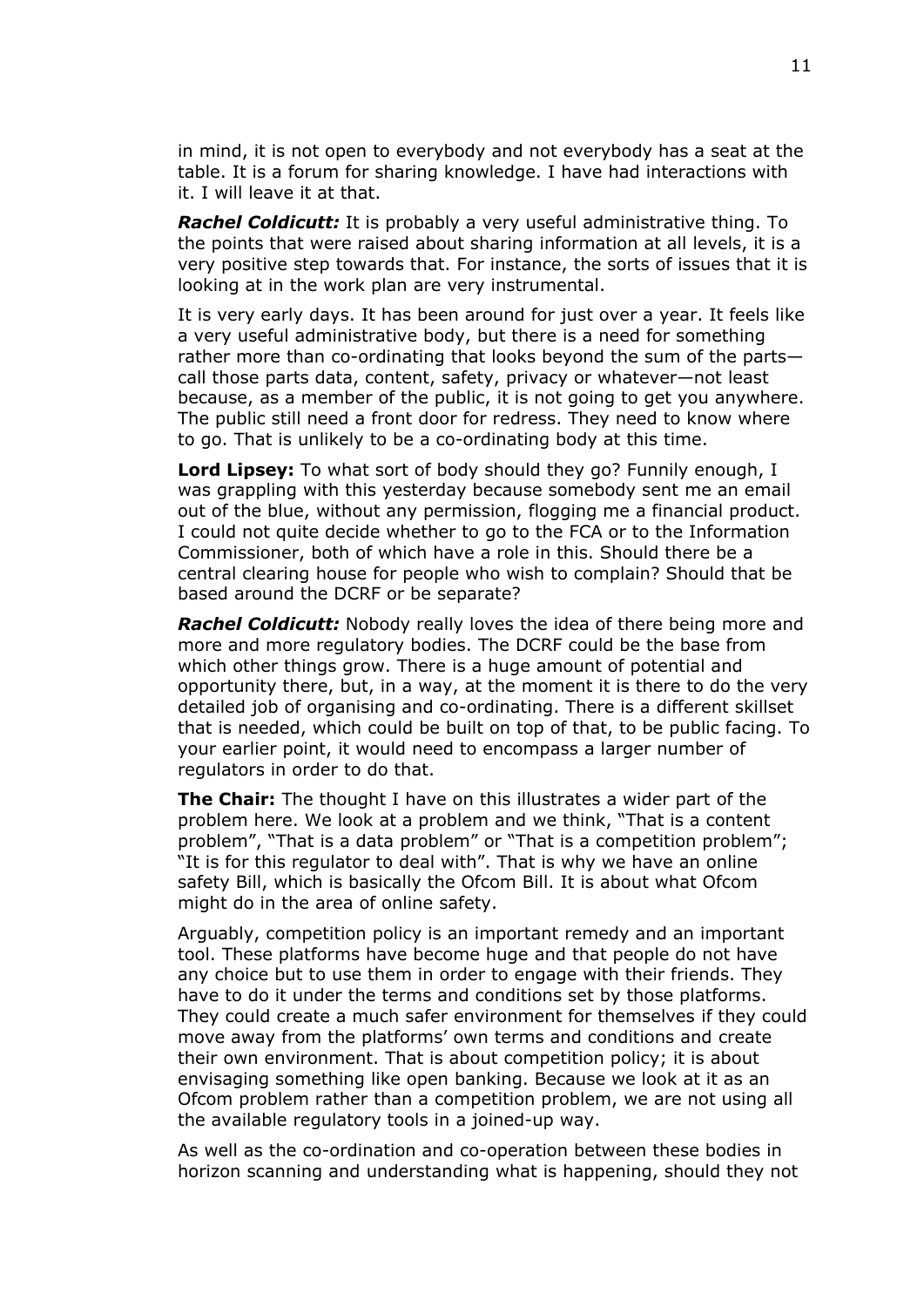in mind, it is not open to everybody and not everybody has a seat at the table. It is a forum for sharing knowledge. I have had interactions with it. I will leave it at that.

***Rachel Coldicutt:*** It is probably a very useful administrative thing. To the points that were raised about sharing information at all levels, it is a very positive step towards that. For instance, the sorts of issues that it is looking at in the work plan are very instrumental.

It is very early days. It has been around for just over a year. It feels like a very useful administrative body, but there is a need for something rather more than co-ordinating that looks beyond the sum of the parts—call those parts data, content, safety, privacy or whatever—not least because, as a member of the public, it is not going to get you anywhere. The public still need a front door for redress. They need to know where to go. That is unlikely to be a co-ordinating body at this time.

**Lord Lipsey:** To what sort of body should they go? Funnily enough, I was grappling with this yesterday because somebody sent me an email out of the blue, without any permission, flogging me a financial product. I could not quite decide whether to go to the FCA or to the Information Commissioner, both of which have a role in this. Should there be a central clearing house for people who wish to complain? Should that be based around the DCRF or be separate?

***Rachel Coldicutt:*** Nobody really loves the idea of there being more and more and more regulatory bodies. The DCRF could be the base from which other things grow. There is a huge amount of potential and opportunity there, but, in a way, at the moment it is there to do the very detailed job of organising and co-ordinating. There is a different skillset that is needed, which could be built on top of that, to be public facing. To your earlier point, it would need to encompass a larger number of regulators in order to do that.

**The Chair:** The thought I have on this illustrates a wider part of the problem here. We look at a problem and we think, "That is a content problem", "That is a data problem" or "That is a competition problem"; "It is for this regulator to deal with". That is why we have an online safety Bill, which is basically the Ofcom Bill. It is about what Ofcom might do in the area of online safety.

Arguably, competition policy is an important remedy and an important tool. These platforms have become huge and that people do not have any choice but to use them in order to engage with their friends. They have to do it under the terms and conditions set by those platforms. They could create a much safer environment for themselves if they could move away from the platforms' own terms and conditions and create their own environment. That is about competition policy; it is about envisaging something like open banking. Because we look at it as an Ofcom problem rather than a competition problem, we are not using all the available regulatory tools in a joined-up way.

As well as the co-ordination and co-operation between these bodies in horizon scanning and understanding what is happening, should they not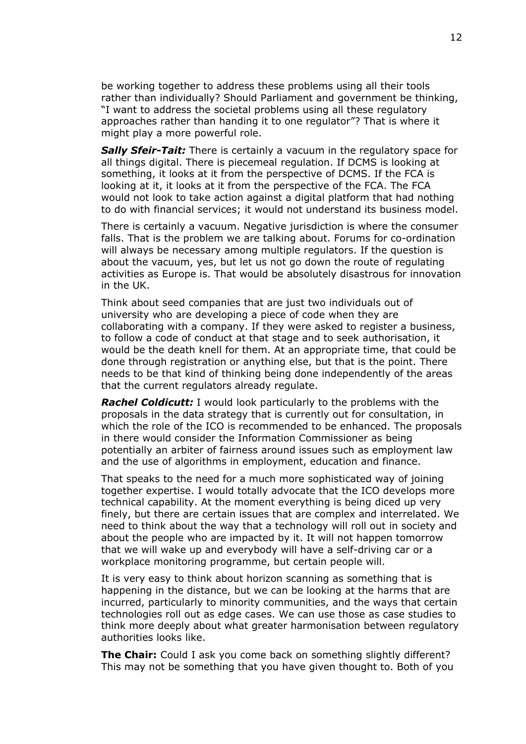be working together to address these problems using all their tools rather than individually? Should Parliament and government be thinking, "I want to address the societal problems using all these regulatory approaches rather than handing it to one regulator"? That is where it might play a more powerful role.

***Sally Sfeir-Tait:*** There is certainly a vacuum in the regulatory space for all things digital. There is piecemeal regulation. If DCMS is looking at something, it looks at it from the perspective of DCMS. If the FCA is looking at it, it looks at it from the perspective of the FCA. The FCA would not look to take action against a digital platform that had nothing to do with financial services; it would not understand its business model.

There is certainly a vacuum. Negative jurisdiction is where the consumer falls. That is the problem we are talking about. Forums for co-ordination will always be necessary among multiple regulators. If the question is about the vacuum, yes, but let us not go down the route of regulating activities as Europe is. That would be absolutely disastrous for innovation in the UK.

Think about seed companies that are just two individuals out of university who are developing a piece of code when they are collaborating with a company. If they were asked to register a business, to follow a code of conduct at that stage and to seek authorisation, it would be the death knell for them. At an appropriate time, that could be done through registration or anything else, but that is the point. There needs to be that kind of thinking being done independently of the areas that the current regulators already regulate.

***Rachel Coldicutt:*** I would look particularly to the problems with the proposals in the data strategy that is currently out for consultation, in which the role of the ICO is recommended to be enhanced. The proposals in there would consider the Information Commissioner as being potentially an arbiter of fairness around issues such as employment law and the use of algorithms in employment, education and finance.

That speaks to the need for a much more sophisticated way of joining together expertise. I would totally advocate that the ICO develops more technical capability. At the moment everything is being diced up very finely, but there are certain issues that are complex and interrelated. We need to think about the way that a technology will roll out in society and about the people who are impacted by it. It will not happen tomorrow that we will wake up and everybody will have a self-driving car or a workplace monitoring programme, but certain people will.

It is very easy to think about horizon scanning as something that is happening in the distance, but we can be looking at the harms that are incurred, particularly to minority communities, and the ways that certain technologies roll out as edge cases. We can use those as case studies to think more deeply about what greater harmonisation between regulatory authorities looks like.

**The Chair:** Could I ask you come back on something slightly different? This may not be something that you have given thought to. Both of you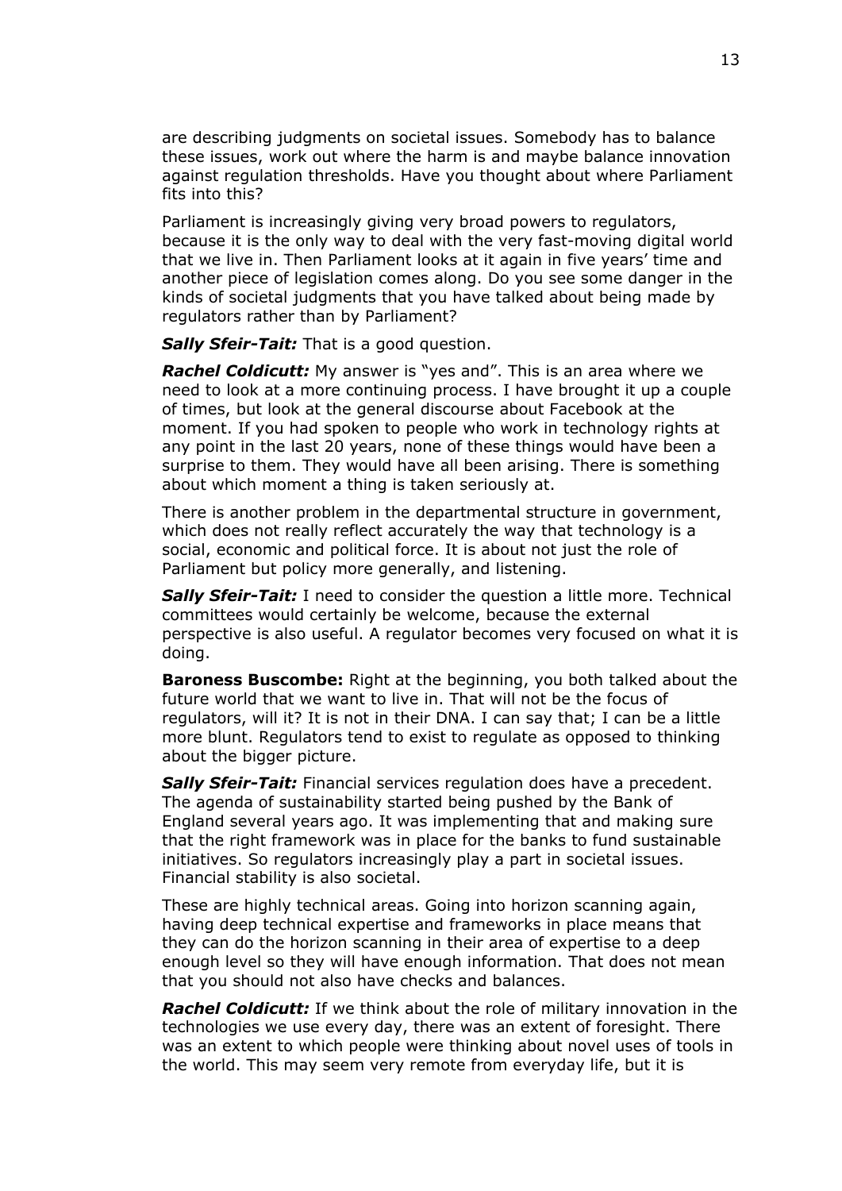are describing judgments on societal issues. Somebody has to balance these issues, work out where the harm is and maybe balance innovation against regulation thresholds. Have you thought about where Parliament fits into this?

Parliament is increasingly giving very broad powers to regulators, because it is the only way to deal with the very fast-moving digital world that we live in. Then Parliament looks at it again in five years' time and another piece of legislation comes along. Do you see some danger in the kinds of societal judgments that you have talked about being made by regulators rather than by Parliament?

***Sally Sfeir-Tait:*** That is a good question.

***Rachel Coldicutt:*** My answer is "yes and". This is an area where we need to look at a more continuing process. I have brought it up a couple of times, but look at the general discourse about Facebook at the moment. If you had spoken to people who work in technology rights at any point in the last 20 years, none of these things would have been a surprise to them. They would have all been arising. There is something about which moment a thing is taken seriously at.

There is another problem in the departmental structure in government, which does not really reflect accurately the way that technology is a social, economic and political force. It is about not just the role of Parliament but policy more generally, and listening.

***Sally Sfeir-Tait:*** I need to consider the question a little more. Technical committees would certainly be welcome, because the external perspective is also useful. A regulator becomes very focused on what it is doing.

**Baroness Buscombe:** Right at the beginning, you both talked about the future world that we want to live in. That will not be the focus of regulators, will it? It is not in their DNA. I can say that; I can be a little more blunt. Regulators tend to exist to regulate as opposed to thinking about the bigger picture.

***Sally Sfeir-Tait:*** Financial services regulation does have a precedent. The agenda of sustainability started being pushed by the Bank of England several years ago. It was implementing that and making sure that the right framework was in place for the banks to fund sustainable initiatives. So regulators increasingly play a part in societal issues. Financial stability is also societal.

These are highly technical areas. Going into horizon scanning again, having deep technical expertise and frameworks in place means that they can do the horizon scanning in their area of expertise to a deep enough level so they will have enough information. That does not mean that you should not also have checks and balances.

***Rachel Coldicutt:*** If we think about the role of military innovation in the technologies we use every day, there was an extent of foresight. There was an extent to which people were thinking about novel uses of tools in the world. This may seem very remote from everyday life, but it is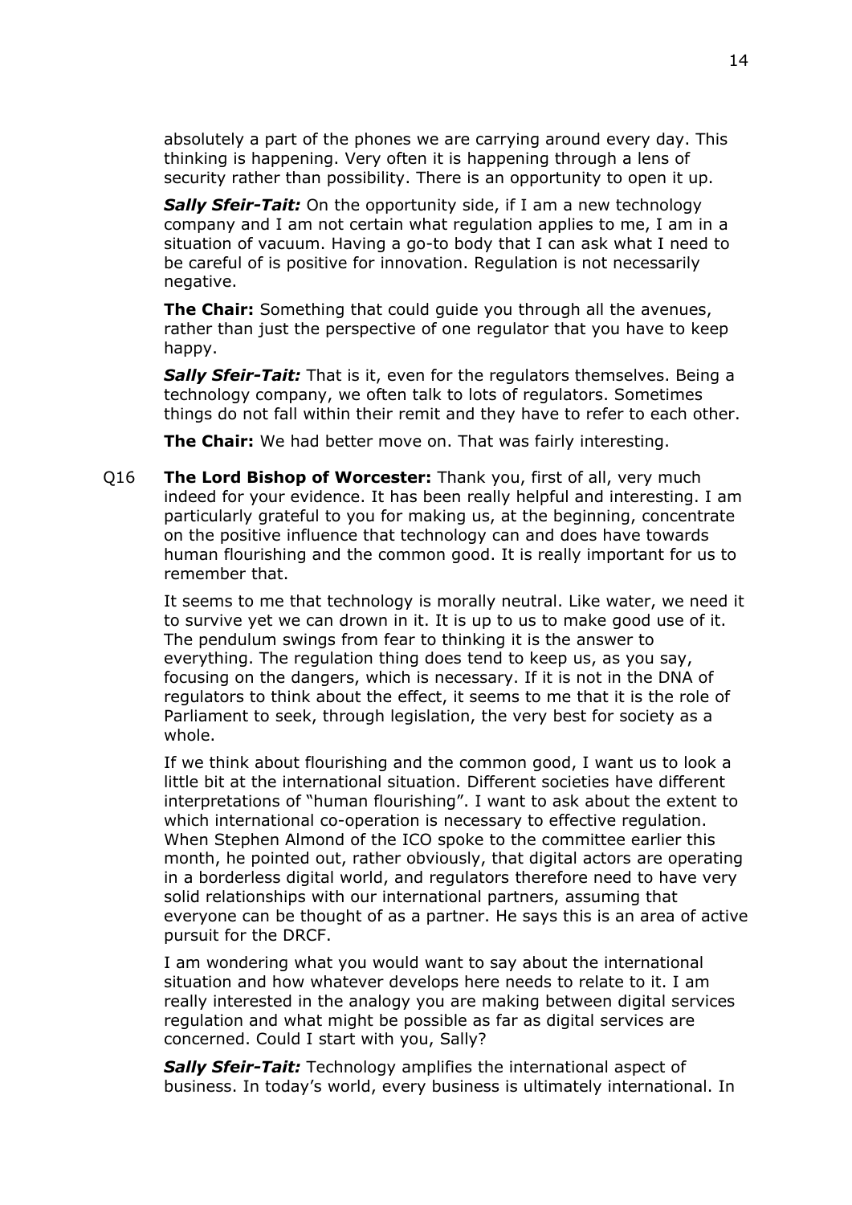absolutely a part of the phones we are carrying around every day. This thinking is happening. Very often it is happening through a lens of security rather than possibility. There is an opportunity to open it up.

***Sally Sfeir-Tait:*** On the opportunity side, if I am a new technology company and I am not certain what regulation applies to me, I am in a situation of vacuum. Having a go-to body that I can ask what I need to be careful of is positive for innovation. Regulation is not necessarily negative.

**The Chair:** Something that could guide you through all the avenues, rather than just the perspective of one regulator that you have to keep happy.

***Sally Sfeir-Tait:*** That is it, even for the regulators themselves. Being a technology company, we often talk to lots of regulators. Sometimes things do not fall within their remit and they have to refer to each other.

**The Chair:** We had better move on. That was fairly interesting.

Q16 **The Lord Bishop of Worcester:** Thank you, first of all, very much indeed for your evidence. It has been really helpful and interesting. I am particularly grateful to you for making us, at the beginning, concentrate on the positive influence that technology can and does have towards human flourishing and the common good. It is really important for us to remember that.

It seems to me that technology is morally neutral. Like water, we need it to survive yet we can drown in it. It is up to us to make good use of it. The pendulum swings from fear to thinking it is the answer to everything. The regulation thing does tend to keep us, as you say, focusing on the dangers, which is necessary. If it is not in the DNA of regulators to think about the effect, it seems to me that it is the role of Parliament to seek, through legislation, the very best for society as a whole.

If we think about flourishing and the common good, I want us to look a little bit at the international situation. Different societies have different interpretations of "human flourishing". I want to ask about the extent to which international co-operation is necessary to effective regulation. When Stephen Almond of the ICO spoke to the committee earlier this month, he pointed out, rather obviously, that digital actors are operating in a borderless digital world, and regulators therefore need to have very solid relationships with our international partners, assuming that everyone can be thought of as a partner. He says this is an area of active pursuit for the DRCF.

I am wondering what you would want to say about the international situation and how whatever develops here needs to relate to it. I am really interested in the analogy you are making between digital services regulation and what might be possible as far as digital services are concerned. Could I start with you, Sally?

***Sally Sfeir-Tait:*** Technology amplifies the international aspect of business. In today's world, every business is ultimately international. In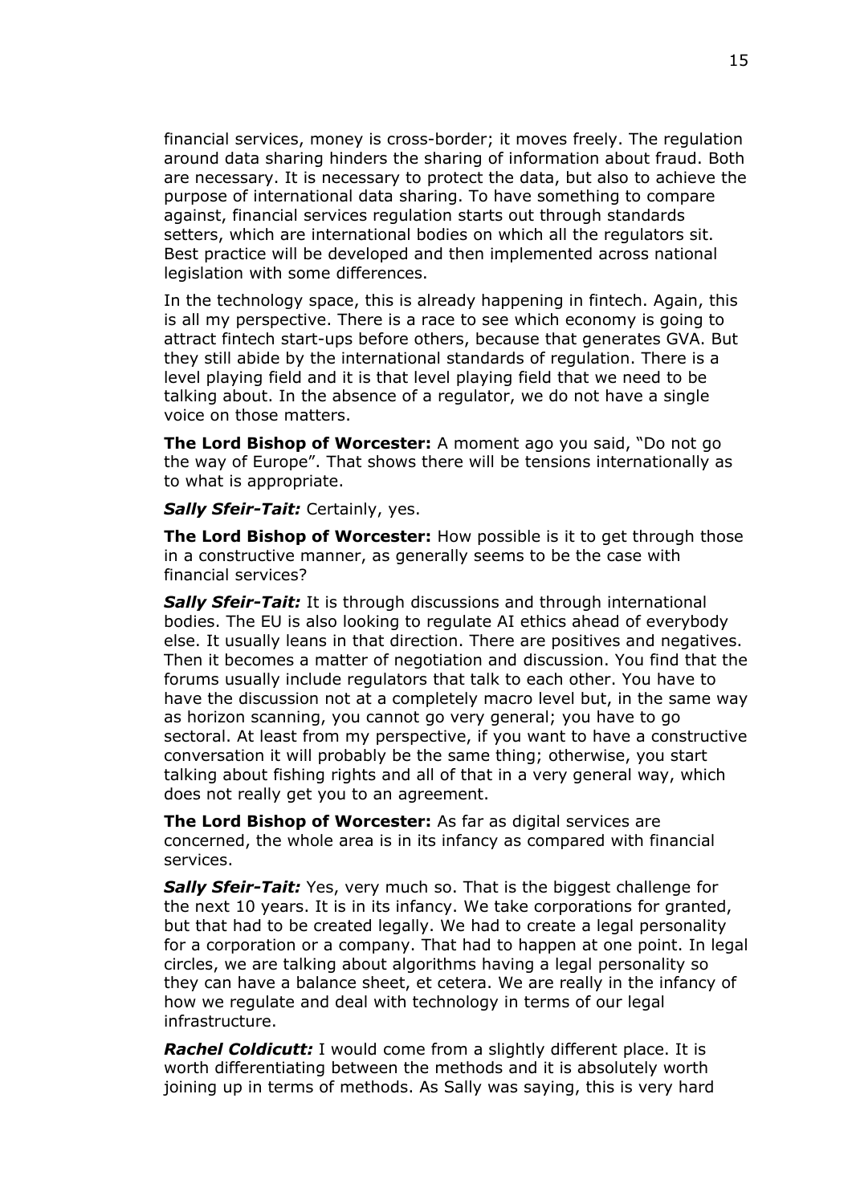financial services, money is cross-border; it moves freely. The regulation around data sharing hinders the sharing of information about fraud. Both are necessary. It is necessary to protect the data, but also to achieve the purpose of international data sharing. To have something to compare against, financial services regulation starts out through standards setters, which are international bodies on which all the regulators sit. Best practice will be developed and then implemented across national legislation with some differences.

In the technology space, this is already happening in fintech. Again, this is all my perspective. There is a race to see which economy is going to attract fintech start-ups before others, because that generates GVA. But they still abide by the international standards of regulation. There is a level playing field and it is that level playing field that we need to be talking about. In the absence of a regulator, we do not have a single voice on those matters.

**The Lord Bishop of Worcester:** A moment ago you said, "Do not go the way of Europe". That shows there will be tensions internationally as to what is appropriate.

***Sally Sfeir-Tait:*** Certainly, yes.

**The Lord Bishop of Worcester:** How possible is it to get through those in a constructive manner, as generally seems to be the case with financial services?

***Sally Sfeir-Tait:*** It is through discussions and through international bodies. The EU is also looking to regulate AI ethics ahead of everybody else. It usually leans in that direction. There are positives and negatives. Then it becomes a matter of negotiation and discussion. You find that the forums usually include regulators that talk to each other. You have to have the discussion not at a completely macro level but, in the same way as horizon scanning, you cannot go very general; you have to go sectoral. At least from my perspective, if you want to have a constructive conversation it will probably be the same thing; otherwise, you start talking about fishing rights and all of that in a very general way, which does not really get you to an agreement.

**The Lord Bishop of Worcester:** As far as digital services are concerned, the whole area is in its infancy as compared with financial services.

***Sally Sfeir-Tait:*** Yes, very much so. That is the biggest challenge for the next 10 years. It is in its infancy. We take corporations for granted, but that had to be created legally. We had to create a legal personality for a corporation or a company. That had to happen at one point. In legal circles, we are talking about algorithms having a legal personality so they can have a balance sheet, et cetera. We are really in the infancy of how we regulate and deal with technology in terms of our legal infrastructure.

***Rachel Coldicutt:*** I would come from a slightly different place. It is worth differentiating between the methods and it is absolutely worth joining up in terms of methods. As Sally was saying, this is very hard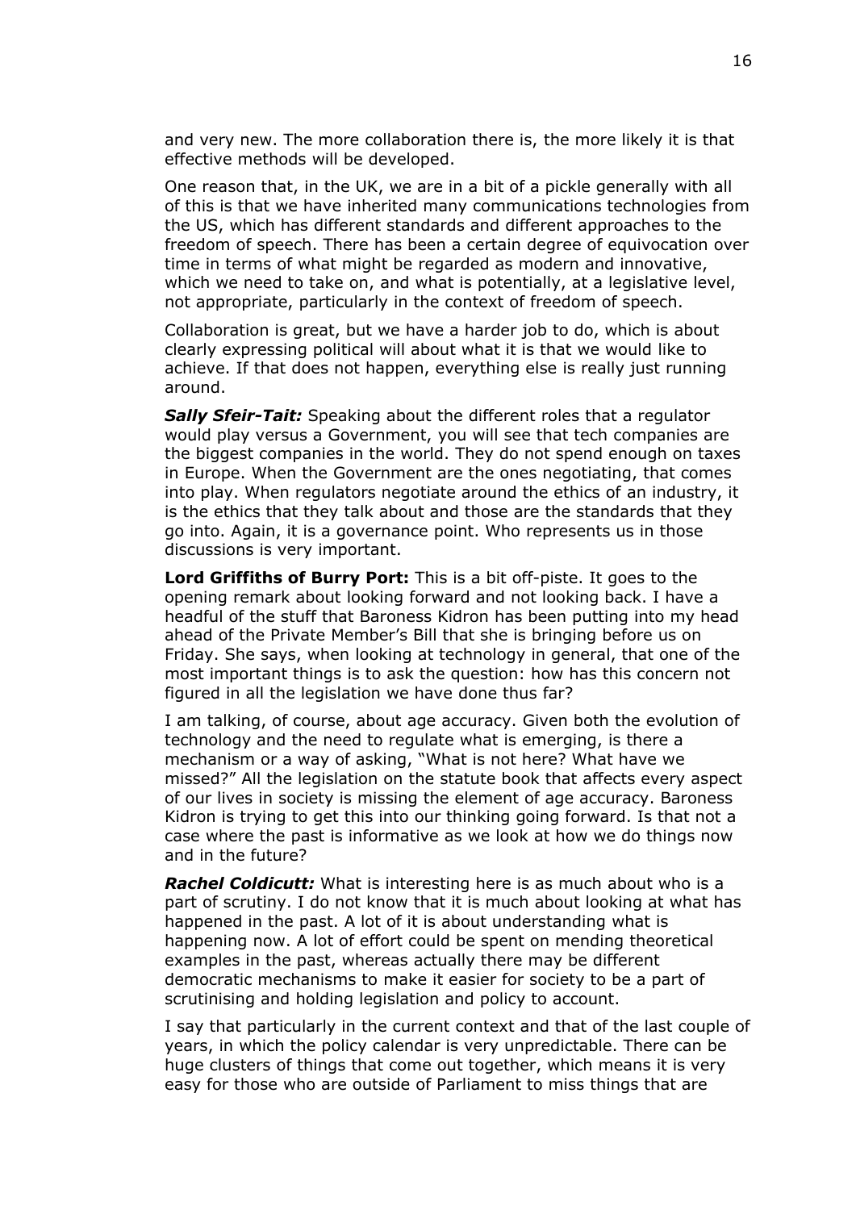and very new. The more collaboration there is, the more likely it is that effective methods will be developed.

One reason that, in the UK, we are in a bit of a pickle generally with all of this is that we have inherited many communications technologies from the US, which has different standards and different approaches to the freedom of speech. There has been a certain degree of equivocation over time in terms of what might be regarded as modern and innovative, which we need to take on, and what is potentially, at a legislative level, not appropriate, particularly in the context of freedom of speech.

Collaboration is great, but we have a harder job to do, which is about clearly expressing political will about what it is that we would like to achieve. If that does not happen, everything else is really just running around.

***Sally Sfeir-Tait:*** Speaking about the different roles that a regulator would play versus a Government, you will see that tech companies are the biggest companies in the world. They do not spend enough on taxes in Europe. When the Government are the ones negotiating, that comes into play. When regulators negotiate around the ethics of an industry, it is the ethics that they talk about and those are the standards that they go into. Again, it is a governance point. Who represents us in those discussions is very important.

**Lord Griffiths of Burry Port:** This is a bit off-piste. It goes to the opening remark about looking forward and not looking back. I have a headful of the stuff that Baroness Kidron has been putting into my head ahead of the Private Member's Bill that she is bringing before us on Friday. She says, when looking at technology in general, that one of the most important things is to ask the question: how has this concern not figured in all the legislation we have done thus far?

I am talking, of course, about age accuracy. Given both the evolution of technology and the need to regulate what is emerging, is there a mechanism or a way of asking, "What is not here? What have we missed?" All the legislation on the statute book that affects every aspect of our lives in society is missing the element of age accuracy. Baroness Kidron is trying to get this into our thinking going forward. Is that not a case where the past is informative as we look at how we do things now and in the future?

***Rachel Coldicutt:*** What is interesting here is as much about who is a part of scrutiny. I do not know that it is much about looking at what has happened in the past. A lot of it is about understanding what is happening now. A lot of effort could be spent on mending theoretical examples in the past, whereas actually there may be different democratic mechanisms to make it easier for society to be a part of scrutinising and holding legislation and policy to account.

I say that particularly in the current context and that of the last couple of years, in which the policy calendar is very unpredictable. There can be huge clusters of things that come out together, which means it is very easy for those who are outside of Parliament to miss things that are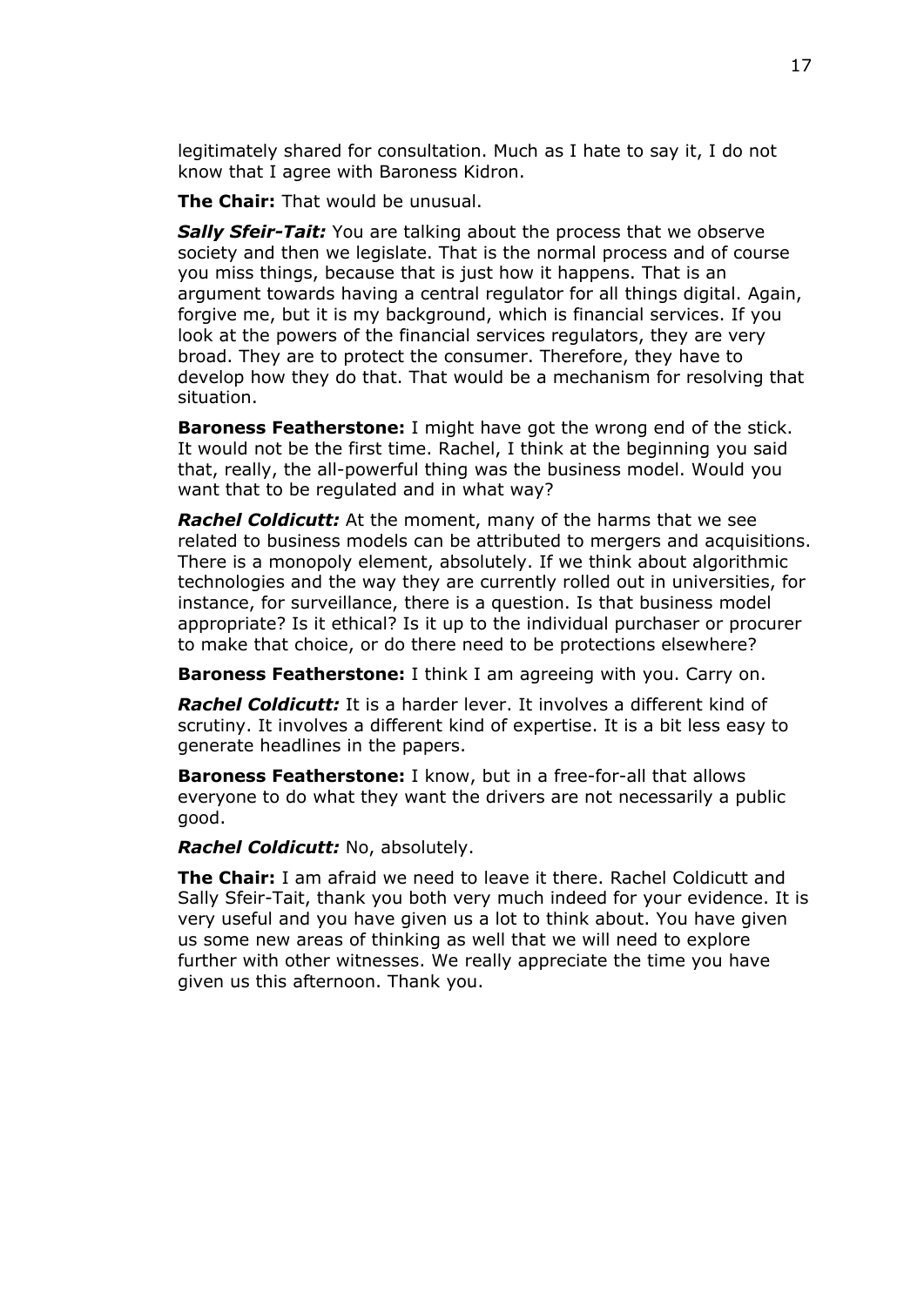legitimately shared for consultation. Much as I hate to say it, I do not know that I agree with Baroness Kidron.

**The Chair:** That would be unusual.

***Sally Sfeir-Tait:*** You are talking about the process that we observe society and then we legislate. That is the normal process and of course you miss things, because that is just how it happens. That is an argument towards having a central regulator for all things digital. Again, forgive me, but it is my background, which is financial services. If you look at the powers of the financial services regulators, they are very broad. They are to protect the consumer. Therefore, they have to develop how they do that. That would be a mechanism for resolving that situation.

**Baroness Featherstone:** I might have got the wrong end of the stick. It would not be the first time. Rachel, I think at the beginning you said that, really, the all-powerful thing was the business model. Would you want that to be regulated and in what way?

***Rachel Coldicutt:*** At the moment, many of the harms that we see related to business models can be attributed to mergers and acquisitions. There is a monopoly element, absolutely. If we think about algorithmic technologies and the way they are currently rolled out in universities, for instance, for surveillance, there is a question. Is that business model appropriate? Is it ethical? Is it up to the individual purchaser or procurer to make that choice, or do there need to be protections elsewhere?

**Baroness Featherstone:** I think I am agreeing with you. Carry on.

***Rachel Coldicutt:*** It is a harder lever. It involves a different kind of scrutiny. It involves a different kind of expertise. It is a bit less easy to generate headlines in the papers.

**Baroness Featherstone:** I know, but in a free-for-all that allows everyone to do what they want the drivers are not necessarily a public good.

***Rachel Coldicutt:*** No, absolutely.

**The Chair:** I am afraid we need to leave it there. Rachel Coldicutt and Sally Sfeir-Tait, thank you both very much indeed for your evidence. It is very useful and you have given us a lot to think about. You have given us some new areas of thinking as well that we will need to explore further with other witnesses. We really appreciate the time you have given us this afternoon. Thank you.